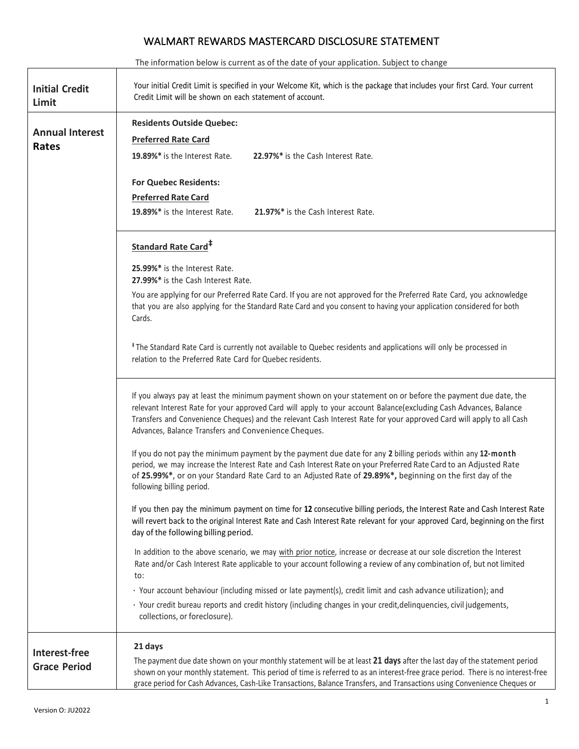# WALMART REWARDS MASTERCARD DISCLOSURE STATEMENT

The information below is current as of the date of your application. Subject to change

| | |
|---|---|
| **Initial Credit Limit** | Your initial Credit Limit is specified in your Welcome Kit, which is the package that includes your first Card. Your current Credit Limit will be shown on each statement of account. |
| **Annual Interest Rates** | **Residents Outside Quebec:**<br>**Preferred Rate Card**<br>**19.89%*** is the Interest Rate. **22.97%*** is the Cash Interest Rate.<br><br>**For Quebec Residents:**<br>**Preferred Rate Card**<br>**19.89%*** is the Interest Rate. **21.97%*** is the Cash Interest Rate. |
| | **Standard Rate Card‡**<br><br>**25.99%*** is the Interest Rate.<br>**27.99%*** is the Cash Interest Rate.<br>You are applying for our Preferred Rate Card. If you are not approved for the Preferred Rate Card, you acknowledge that you are also applying for the Standard Rate Card and you consent to having your application considered for both Cards.<br><br>‡ The Standard Rate Card is currently not available to Quebec residents and applications will only be processed in relation to the Preferred Rate Card for Quebec residents. |
| | If you always pay at least the minimum payment shown on your statement on or before the payment due date, the relevant Interest Rate for your approved Card will apply to your account Balance(excluding Cash Advances, Balance Transfers and Convenience Cheques) and the relevant Cash Interest Rate for your approved Card will apply to all Cash Advances, Balance Transfers and Convenience Cheques.<br><br>If you do not pay the minimum payment by the payment due date for any **2** billing periods within any **12-month** period, we may increase the Interest Rate and Cash Interest Rate on your Preferred Rate Card to an Adjusted Rate of **25.99%***, or on your Standard Rate Card to an Adjusted Rate of **29.89%*,** beginning on the first day of the following billing period.<br><br>If you then pay the minimum payment on time for **12** consecutive billing periods, the Interest Rate and Cash Interest Rate will revert back to the original Interest Rate and Cash Interest Rate relevant for your approved Card, beginning on the first day of the following billing period.<br><br>In addition to the above scenario, we may with prior notice, increase or decrease at our sole discretion the Interest Rate and/or Cash Interest Rate applicable to your account following a review of any combination of, but not limited to:<br>· Your account behaviour (including missed or late payment(s), credit limit and cash advance utilization); and<br>· Your credit bureau reports and credit history (including changes in your credit,delinquencies, civil judgements, collections, or foreclosure). |
| **Interest-free Grace Period** | **21 days**<br>The payment due date shown on your monthly statement will be at least **21 days** after the last day of the statement period shown on your monthly statement. This period of time is referred to as an interest-free grace period. There is no interest-free grace period for Cash Advances, Cash-Like Transactions, Balance Transfers, and Transactions using Convenience Cheques or |

Version O: JU2022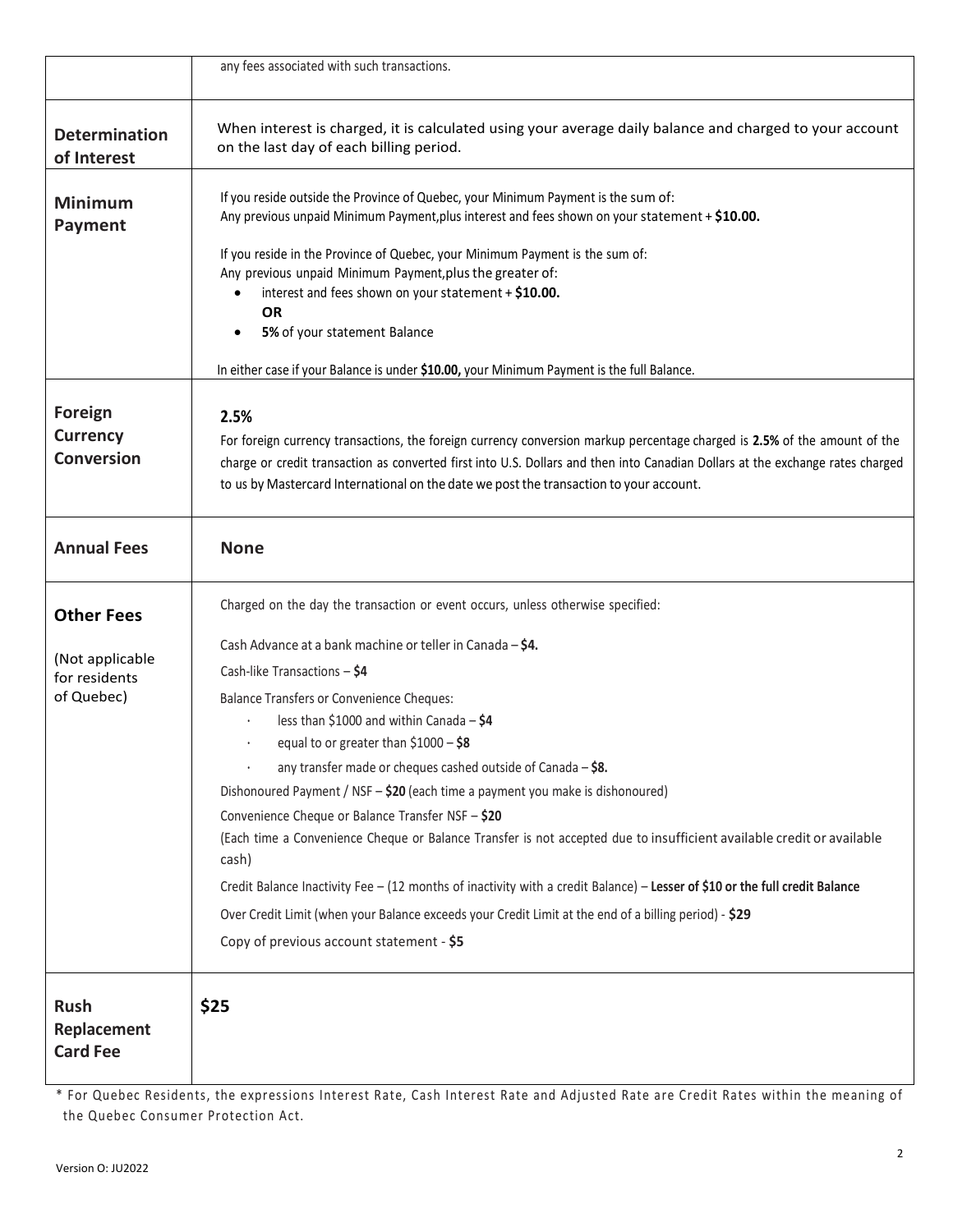| | |
|---|---|
| | any fees associated with such transactions. |
| **Determination of Interest** | When interest is charged, it is calculated using your average daily balance and charged to your account on the last day of each billing period. |
| **Minimum Payment** | If you reside outside the Province of Quebec, your Minimum Payment is the sum of:<br>Any previous unpaid Minimum Payment,plus interest and fees shown on your statement + **$10.00.**<br><br>If you reside in the Province of Quebec, your Minimum Payment is the sum of:<br>Any previous unpaid Minimum Payment,plus the greater of:<br>• interest and fees shown on your statement + **$10.00.**<br>**OR**<br>• **5%** of your statement Balance<br><br>In either case if your Balance is under **$10.00,** your Minimum Payment is the full Balance. |
| **Foreign Currency Conversion** | **2.5%**<br>For foreign currency transactions, the foreign currency conversion markup percentage charged is **2.5%** of the amount of the charge or credit transaction as converted first into U.S. Dollars and then into Canadian Dollars at the exchange rates charged to us by Mastercard International on the date we post the transaction to your account. |
| **Annual Fees** | **None** |
| **Other Fees**<br><br>(Not applicable for residents of Quebec) | Charged on the day the transaction or event occurs, unless otherwise specified:<br><br>Cash Advance at a bank machine or teller in Canada – **$4.**<br>Cash-like Transactions – **$4**<br>Balance Transfers or Convenience Cheques:<br>· less than $1000 and within Canada – **$4**<br>· equal to or greater than $1000 – **$8**<br>· any transfer made or cheques cashed outside of Canada – **$8.**<br>Dishonoured Payment / NSF – **$20** (each time a payment you make is dishonoured)<br>Convenience Cheque or Balance Transfer NSF – **$20**<br>(Each time a Convenience Cheque or Balance Transfer is not accepted due to insufficient available credit or available cash)<br>Credit Balance Inactivity Fee – (12 months of inactivity with a credit Balance) – **Lesser of $10 or the full credit Balance**<br>Over Credit Limit (when your Balance exceeds your Credit Limit at the end of a billing period) - **$29**<br>Copy of previous account statement - **$5** |
| **Rush Replacement Card Fee** | **$25** |

* For Quebec Residents, the expressions Interest Rate, Cash Interest Rate and Adjusted Rate are Credit Rates within the meaning of the Quebec Consumer Protection Act.

Version O: JU2022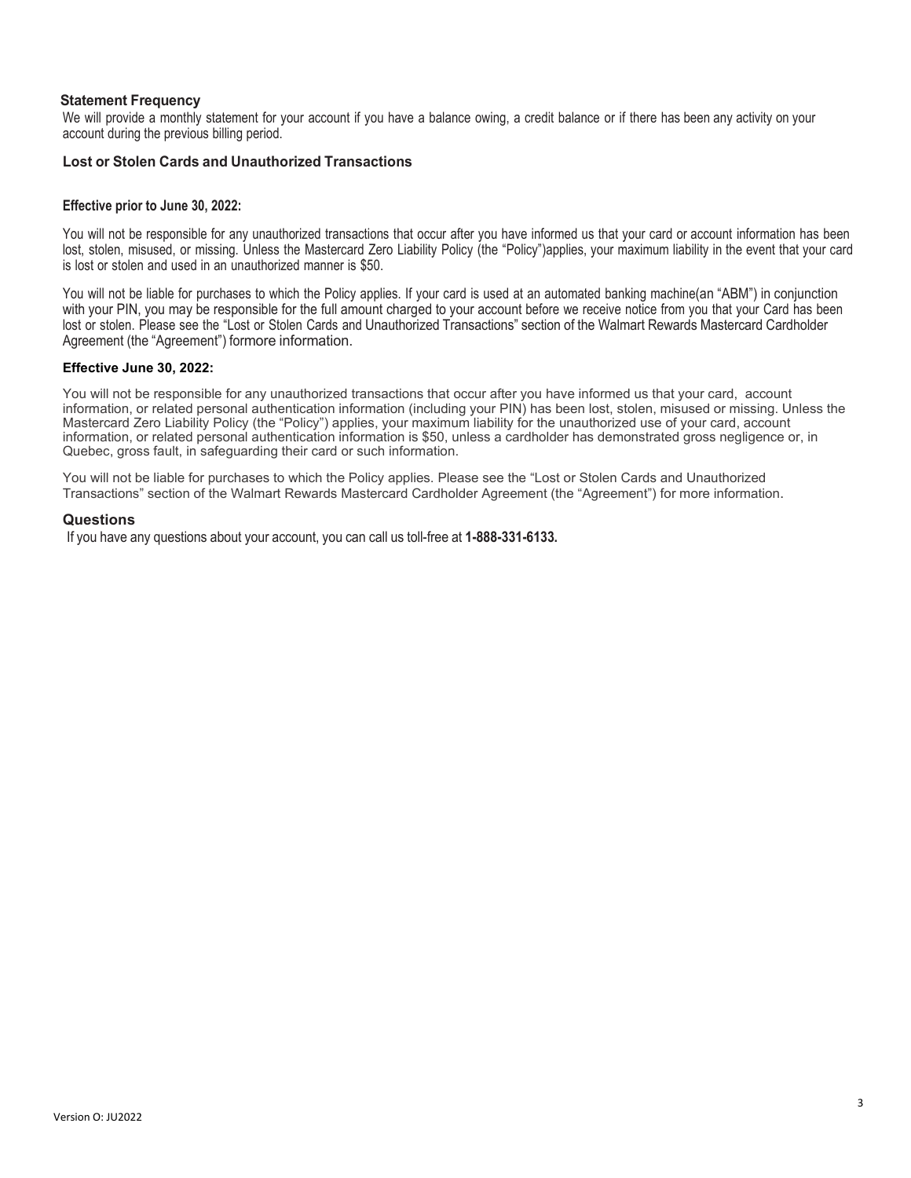## Statement Frequency

We will provide a monthly statement for your account if you have a balance owing, a credit balance or if there has been any activity on your account during the previous billing period.

## Lost or Stolen Cards and Unauthorized Transactions

### Effective prior to June 30, 2022:

You will not be responsible for any unauthorized transactions that occur after you have informed us that your card or account information has been lost, stolen, misused, or missing. Unless the Mastercard Zero Liability Policy (the "Policy")applies, your maximum liability in the event that your card is lost or stolen and used in an unauthorized manner is $50.

You will not be liable for purchases to which the Policy applies. If your card is used at an automated banking machine(an "ABM") in conjunction with your PIN, you may be responsible for the full amount charged to your account before we receive notice from you that your Card has been lost or stolen. Please see the "Lost or Stolen Cards and Unauthorized Transactions" section of the Walmart Rewards Mastercard Cardholder Agreement (the "Agreement") formore information.

### Effective June 30, 2022:

You will not be responsible for any unauthorized transactions that occur after you have informed us that your card, account information, or related personal authentication information (including your PIN) has been lost, stolen, misused or missing. Unless the Mastercard Zero Liability Policy (the "Policy") applies, your maximum liability for the unauthorized use of your card, account information, or related personal authentication information is $50, unless a cardholder has demonstrated gross negligence or, in Quebec, gross fault, in safeguarding their card or such information.

You will not be liable for purchases to which the Policy applies. Please see the "Lost or Stolen Cards and Unauthorized Transactions" section of the Walmart Rewards Mastercard Cardholder Agreement (the "Agreement") for more information.

## Questions

If you have any questions about your account, you can call us toll-free at **1-888-331-6133.**

Version O: JU2022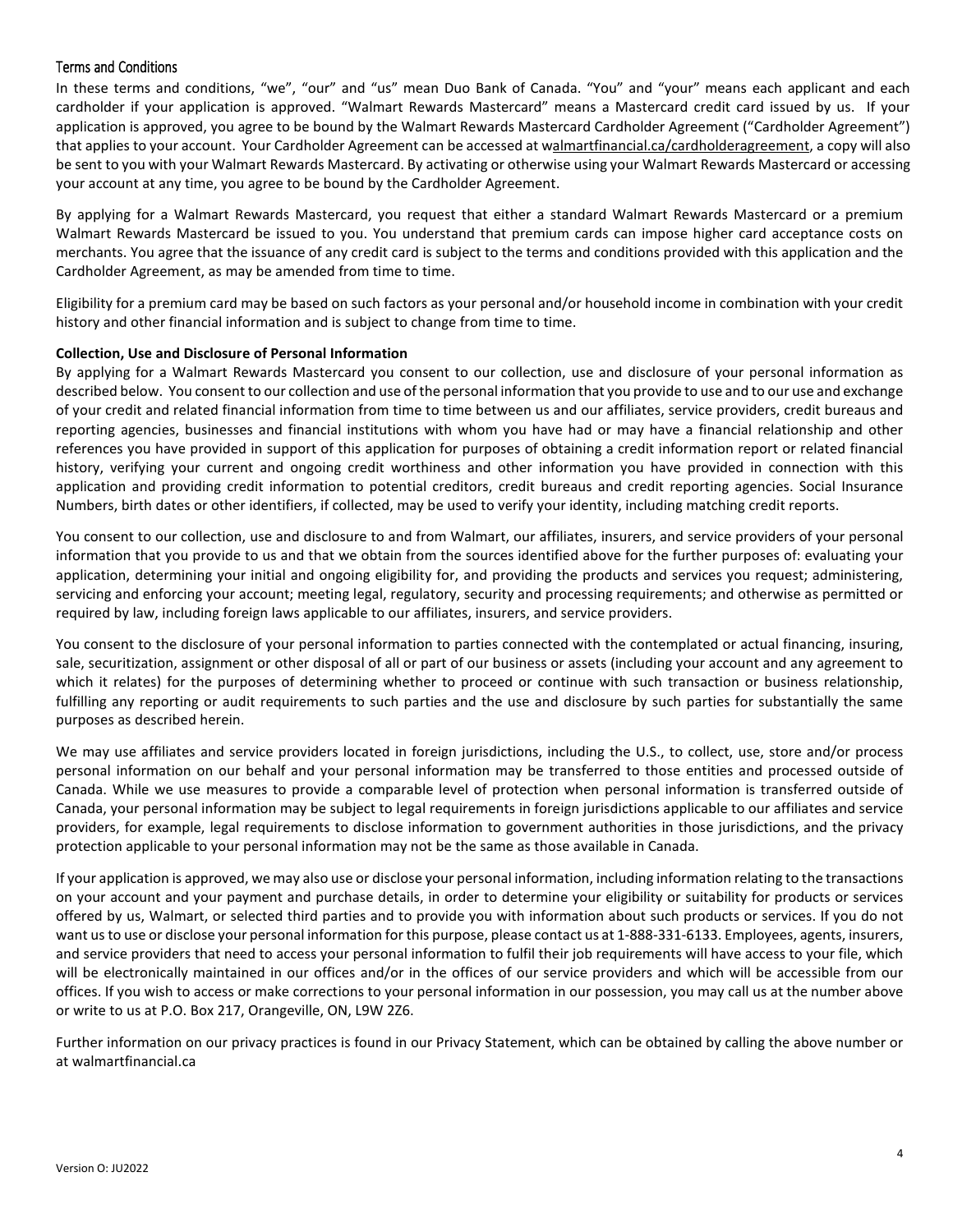## Terms and Conditions

In these terms and conditions, "we", "our" and "us" mean Duo Bank of Canada. "You" and "your" means each applicant and each cardholder if your application is approved. "Walmart Rewards Mastercard" means a Mastercard credit card issued by us. If your application is approved, you agree to be bound by the Walmart Rewards Mastercard Cardholder Agreement ("Cardholder Agreement") that applies to your account. Your Cardholder Agreement can be accessed at walmartfinancial.ca/cardholderagreement, a copy will also be sent to you with your Walmart Rewards Mastercard. By activating or otherwise using your Walmart Rewards Mastercard or accessing your account at any time, you agree to be bound by the Cardholder Agreement.

By applying for a Walmart Rewards Mastercard, you request that either a standard Walmart Rewards Mastercard or a premium Walmart Rewards Mastercard be issued to you. You understand that premium cards can impose higher card acceptance costs on merchants. You agree that the issuance of any credit card is subject to the terms and conditions provided with this application and the Cardholder Agreement, as may be amended from time to time.

Eligibility for a premium card may be based on such factors as your personal and/or household income in combination with your credit history and other financial information and is subject to change from time to time.

**Collection, Use and Disclosure of Personal Information**

By applying for a Walmart Rewards Mastercard you consent to our collection, use and disclosure of your personal information as described below. You consent to our collection and use of the personal information that you provide to use and to our use and exchange of your credit and related financial information from time to time between us and our affiliates, service providers, credit bureaus and reporting agencies, businesses and financial institutions with whom you have had or may have a financial relationship and other references you have provided in support of this application for purposes of obtaining a credit information report or related financial history, verifying your current and ongoing credit worthiness and other information you have provided in connection with this application and providing credit information to potential creditors, credit bureaus and credit reporting agencies. Social Insurance Numbers, birth dates or other identifiers, if collected, may be used to verify your identity, including matching credit reports.

You consent to our collection, use and disclosure to and from Walmart, our affiliates, insurers, and service providers of your personal information that you provide to us and that we obtain from the sources identified above for the further purposes of: evaluating your application, determining your initial and ongoing eligibility for, and providing the products and services you request; administering, servicing and enforcing your account; meeting legal, regulatory, security and processing requirements; and otherwise as permitted or required by law, including foreign laws applicable to our affiliates, insurers, and service providers.

You consent to the disclosure of your personal information to parties connected with the contemplated or actual financing, insuring, sale, securitization, assignment or other disposal of all or part of our business or assets (including your account and any agreement to which it relates) for the purposes of determining whether to proceed or continue with such transaction or business relationship, fulfilling any reporting or audit requirements to such parties and the use and disclosure by such parties for substantially the same purposes as described herein.

We may use affiliates and service providers located in foreign jurisdictions, including the U.S., to collect, use, store and/or process personal information on our behalf and your personal information may be transferred to those entities and processed outside of Canada. While we use measures to provide a comparable level of protection when personal information is transferred outside of Canada, your personal information may be subject to legal requirements in foreign jurisdictions applicable to our affiliates and service providers, for example, legal requirements to disclose information to government authorities in those jurisdictions, and the privacy protection applicable to your personal information may not be the same as those available in Canada.

If your application is approved, we may also use or disclose your personal information, including information relating to the transactions on your account and your payment and purchase details, in order to determine your eligibility or suitability for products or services offered by us, Walmart, or selected third parties and to provide you with information about such products or services. If you do not want us to use or disclose your personal information for this purpose, please contact us at 1-888-331-6133. Employees, agents, insurers, and service providers that need to access your personal information to fulfil their job requirements will have access to your file, which will be electronically maintained in our offices and/or in the offices of our service providers and which will be accessible from our offices. If you wish to access or make corrections to your personal information in our possession, you may call us at the number above or write to us at P.O. Box 217, Orangeville, ON, L9W 2Z6.

Further information on our privacy practices is found in our Privacy Statement, which can be obtained by calling the above number or at walmartfinancial.ca

Version O: JU2022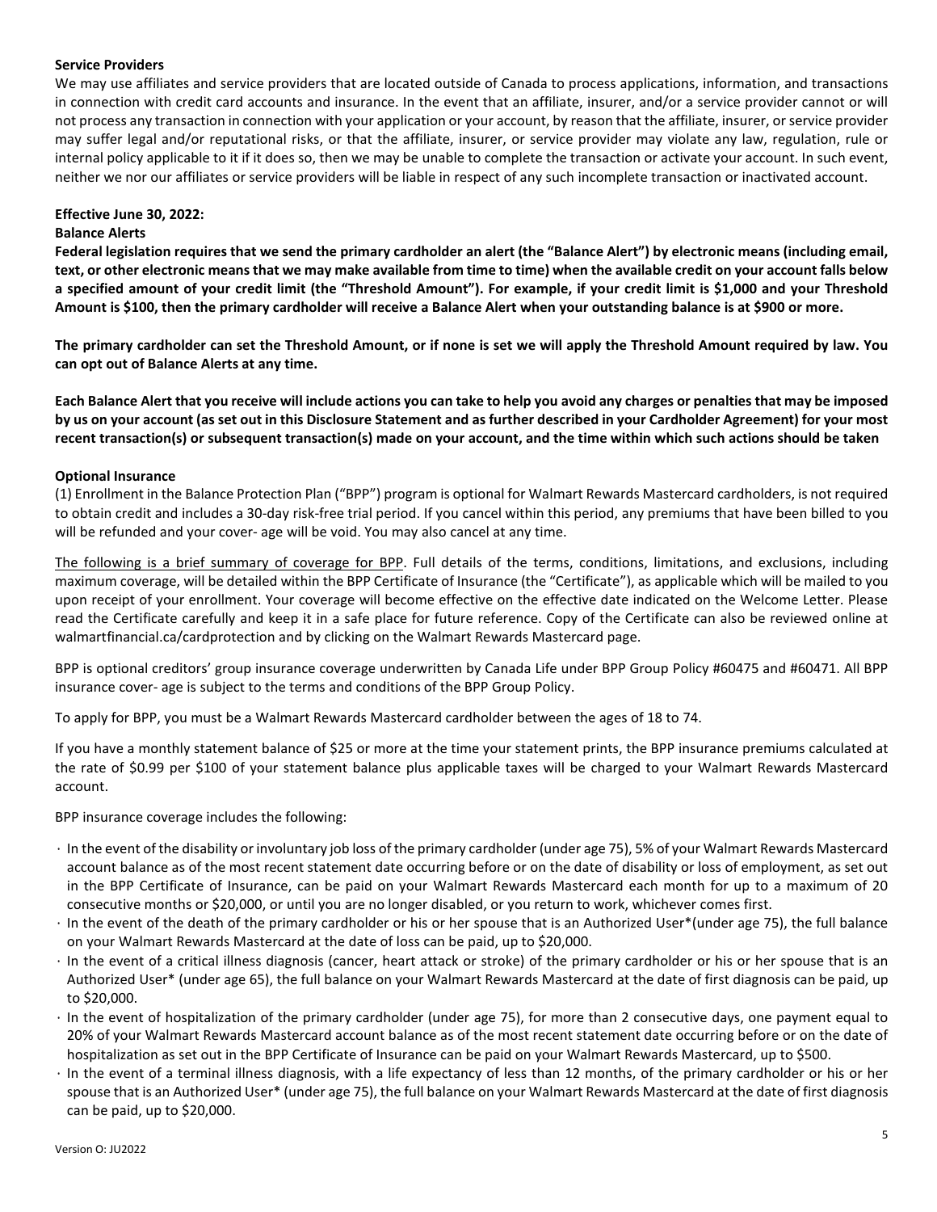**Service Providers**

We may use affiliates and service providers that are located outside of Canada to process applications, information, and transactions in connection with credit card accounts and insurance. In the event that an affiliate, insurer, and/or a service provider cannot or will not process any transaction in connection with your application or your account, by reason that the affiliate, insurer, or service provider may suffer legal and/or reputational risks, or that the affiliate, insurer, or service provider may violate any law, regulation, rule or internal policy applicable to it if it does so, then we may be unable to complete the transaction or activate your account. In such event, neither we nor our affiliates or service providers will be liable in respect of any such incomplete transaction or inactivated account.

**Effective June 30, 2022:**

**Balance Alerts**

**Federal legislation requires that we send the primary cardholder an alert (the "Balance Alert") by electronic means (including email, text, or other electronic means that we may make available from time to time) when the available credit on your account falls below a specified amount of your credit limit (the "Threshold Amount"). For example, if your credit limit is $1,000 and your Threshold Amount is $100, then the primary cardholder will receive a Balance Alert when your outstanding balance is at $900 or more.**

**The primary cardholder can set the Threshold Amount, or if none is set we will apply the Threshold Amount required by law. You can opt out of Balance Alerts at any time.**

**Each Balance Alert that you receive will include actions you can take to help you avoid any charges or penalties that may be imposed by us on your account (as set out in this Disclosure Statement and as further described in your Cardholder Agreement) for your most recent transaction(s) or subsequent transaction(s) made on your account, and the time within which such actions should be taken**

**Optional Insurance**

(1) Enrollment in the Balance Protection Plan ("BPP") program is optional for Walmart Rewards Mastercard cardholders, is not required to obtain credit and includes a 30-day risk-free trial period. If you cancel within this period, any premiums that have been billed to you will be refunded and your cover- age will be void. You may also cancel at any time.

The following is a brief summary of coverage for BPP. Full details of the terms, conditions, limitations, and exclusions, including maximum coverage, will be detailed within the BPP Certificate of Insurance (the "Certificate"), as applicable which will be mailed to you upon receipt of your enrollment. Your coverage will become effective on the effective date indicated on the Welcome Letter. Please read the Certificate carefully and keep it in a safe place for future reference. Copy of the Certificate can also be reviewed online at walmartfinancial.ca/cardprotection and by clicking on the Walmart Rewards Mastercard page.

BPP is optional creditors' group insurance coverage underwritten by Canada Life under BPP Group Policy #60475 and #60471. All BPP insurance cover- age is subject to the terms and conditions of the BPP Group Policy.

To apply for BPP, you must be a Walmart Rewards Mastercard cardholder between the ages of 18 to 74.

If you have a monthly statement balance of $25 or more at the time your statement prints, the BPP insurance premiums calculated at the rate of $0.99 per $100 of your statement balance plus applicable taxes will be charged to your Walmart Rewards Mastercard account.

BPP insurance coverage includes the following:

- In the event of the disability or involuntary job loss of the primary cardholder (under age 75), 5% of your Walmart Rewards Mastercard account balance as of the most recent statement date occurring before or on the date of disability or loss of employment, as set out in the BPP Certificate of Insurance, can be paid on your Walmart Rewards Mastercard each month for up to a maximum of 20 consecutive months or $20,000, or until you are no longer disabled, or you return to work, whichever comes first.
- In the event of the death of the primary cardholder or his or her spouse that is an Authorized User*(under age 75), the full balance on your Walmart Rewards Mastercard at the date of loss can be paid, up to $20,000.
- In the event of a critical illness diagnosis (cancer, heart attack or stroke) of the primary cardholder or his or her spouse that is an Authorized User* (under age 65), the full balance on your Walmart Rewards Mastercard at the date of first diagnosis can be paid, up to $20,000.
- In the event of hospitalization of the primary cardholder (under age 75), for more than 2 consecutive days, one payment equal to 20% of your Walmart Rewards Mastercard account balance as of the most recent statement date occurring before or on the date of hospitalization as set out in the BPP Certificate of Insurance can be paid on your Walmart Rewards Mastercard, up to $500.
- In the event of a terminal illness diagnosis, with a life expectancy of less than 12 months, of the primary cardholder or his or her spouse that is an Authorized User* (under age 75), the full balance on your Walmart Rewards Mastercard at the date of first diagnosis can be paid, up to $20,000.

Version O: JU2022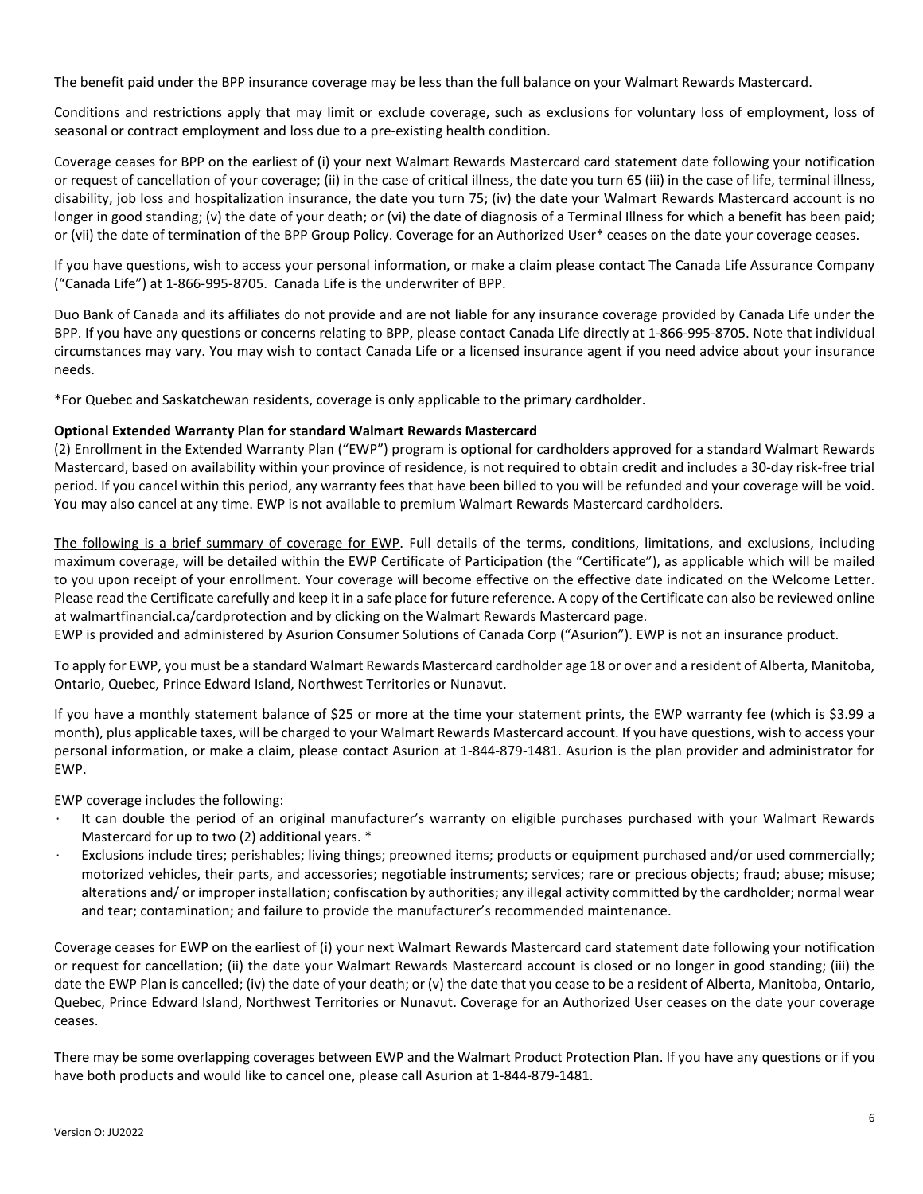The benefit paid under the BPP insurance coverage may be less than the full balance on your Walmart Rewards Mastercard.

Conditions and restrictions apply that may limit or exclude coverage, such as exclusions for voluntary loss of employment, loss of seasonal or contract employment and loss due to a pre-existing health condition.

Coverage ceases for BPP on the earliest of (i) your next Walmart Rewards Mastercard card statement date following your notification or request of cancellation of your coverage; (ii) in the case of critical illness, the date you turn 65 (iii) in the case of life, terminal illness, disability, job loss and hospitalization insurance, the date you turn 75; (iv) the date your Walmart Rewards Mastercard account is no longer in good standing; (v) the date of your death; or (vi) the date of diagnosis of a Terminal Illness for which a benefit has been paid; or (vii) the date of termination of the BPP Group Policy. Coverage for an Authorized User* ceases on the date your coverage ceases.

If you have questions, wish to access your personal information, or make a claim please contact The Canada Life Assurance Company ("Canada Life") at 1-866-995-8705. Canada Life is the underwriter of BPP.

Duo Bank of Canada and its affiliates do not provide and are not liable for any insurance coverage provided by Canada Life under the BPP. If you have any questions or concerns relating to BPP, please contact Canada Life directly at 1-866-995-8705. Note that individual circumstances may vary. You may wish to contact Canada Life or a licensed insurance agent if you need advice about your insurance needs.

*For Quebec and Saskatchewan residents, coverage is only applicable to the primary cardholder.

**Optional Extended Warranty Plan for standard Walmart Rewards Mastercard**

(2) Enrollment in the Extended Warranty Plan ("EWP") program is optional for cardholders approved for a standard Walmart Rewards Mastercard, based on availability within your province of residence, is not required to obtain credit and includes a 30-day risk-free trial period. If you cancel within this period, any warranty fees that have been billed to you will be refunded and your coverage will be void. You may also cancel at any time. EWP is not available to premium Walmart Rewards Mastercard cardholders.

The following is a brief summary of coverage for EWP. Full details of the terms, conditions, limitations, and exclusions, including maximum coverage, will be detailed within the EWP Certificate of Participation (the "Certificate"), as applicable which will be mailed to you upon receipt of your enrollment. Your coverage will become effective on the effective date indicated on the Welcome Letter. Please read the Certificate carefully and keep it in a safe place for future reference. A copy of the Certificate can also be reviewed online at walmartfinancial.ca/cardprotection and by clicking on the Walmart Rewards Mastercard page.
EWP is provided and administered by Asurion Consumer Solutions of Canada Corp ("Asurion"). EWP is not an insurance product.

To apply for EWP, you must be a standard Walmart Rewards Mastercard cardholder age 18 or over and a resident of Alberta, Manitoba, Ontario, Quebec, Prince Edward Island, Northwest Territories or Nunavut.

If you have a monthly statement balance of $25 or more at the time your statement prints, the EWP warranty fee (which is $3.99 a month), plus applicable taxes, will be charged to your Walmart Rewards Mastercard account. If you have questions, wish to access your personal information, or make a claim, please contact Asurion at 1-844-879-1481. Asurion is the plan provider and administrator for EWP.

EWP coverage includes the following:

- It can double the period of an original manufacturer's warranty on eligible purchases purchased with your Walmart Rewards Mastercard for up to two (2) additional years. *
- Exclusions include tires; perishables; living things; preowned items; products or equipment purchased and/or used commercially; motorized vehicles, their parts, and accessories; negotiable instruments; services; rare or precious objects; fraud; abuse; misuse; alterations and/ or improper installation; confiscation by authorities; any illegal activity committed by the cardholder; normal wear and tear; contamination; and failure to provide the manufacturer's recommended maintenance.

Coverage ceases for EWP on the earliest of (i) your next Walmart Rewards Mastercard card statement date following your notification or request for cancellation; (ii) the date your Walmart Rewards Mastercard account is closed or no longer in good standing; (iii) the date the EWP Plan is cancelled; (iv) the date of your death; or (v) the date that you cease to be a resident of Alberta, Manitoba, Ontario, Quebec, Prince Edward Island, Northwest Territories or Nunavut. Coverage for an Authorized User ceases on the date your coverage ceases.

There may be some overlapping coverages between EWP and the Walmart Product Protection Plan. If you have any questions or if you have both products and would like to cancel one, please call Asurion at 1-844-879-1481.

Version O: JU2022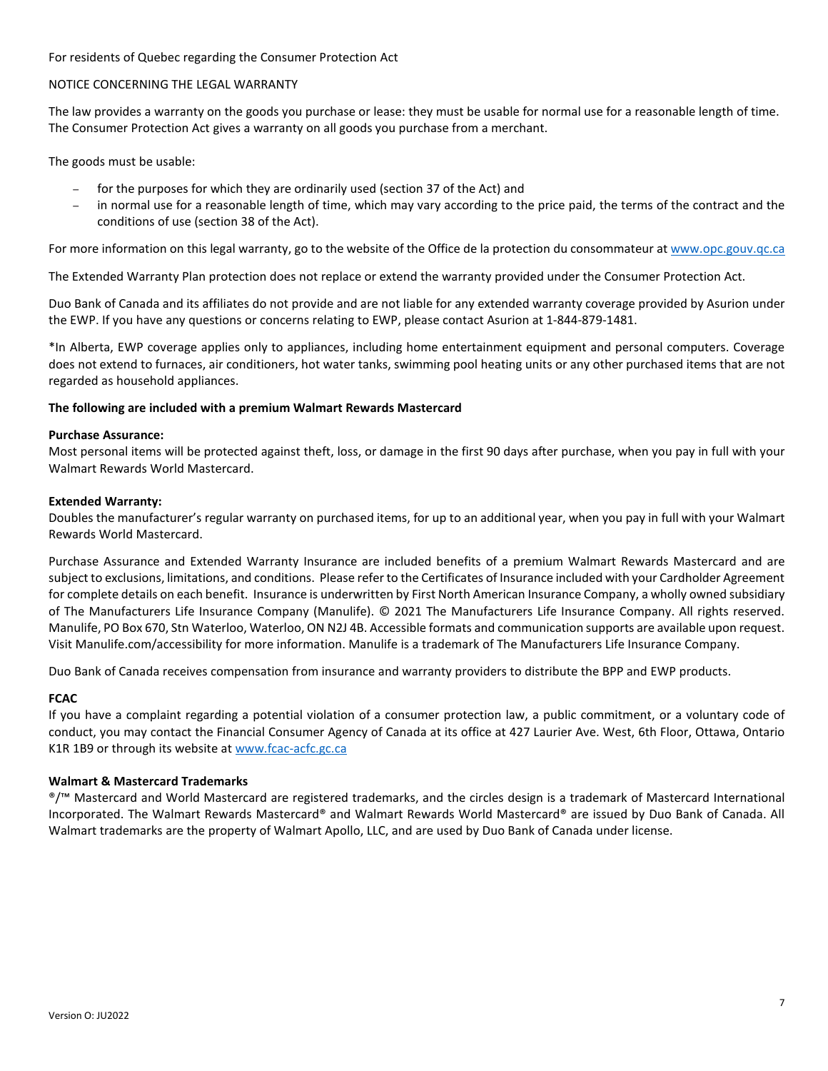For residents of Quebec regarding the Consumer Protection Act

NOTICE CONCERNING THE LEGAL WARRANTY

The law provides a warranty on the goods you purchase or lease: they must be usable for normal use for a reasonable length of time. The Consumer Protection Act gives a warranty on all goods you purchase from a merchant.

The goods must be usable:

- for the purposes for which they are ordinarily used (section 37 of the Act) and
- in normal use for a reasonable length of time, which may vary according to the price paid, the terms of the contract and the conditions of use (section 38 of the Act).

For more information on this legal warranty, go to the website of the Office de la protection du consommateur at [www.opc.gouv.qc.ca](http://www.opc.gouv.qc.ca)

The Extended Warranty Plan protection does not replace or extend the warranty provided under the Consumer Protection Act.

Duo Bank of Canada and its affiliates do not provide and are not liable for any extended warranty coverage provided by Asurion under the EWP. If you have any questions or concerns relating to EWP, please contact Asurion at 1-844-879-1481.

*In Alberta, EWP coverage applies only to appliances, including home entertainment equipment and personal computers. Coverage does not extend to furnaces, air conditioners, hot water tanks, swimming pool heating units or any other purchased items that are not regarded as household appliances.

**The following are included with a premium Walmart Rewards Mastercard**

**Purchase Assurance:**
Most personal items will be protected against theft, loss, or damage in the first 90 days after purchase, when you pay in full with your Walmart Rewards World Mastercard.

**Extended Warranty:**
Doubles the manufacturer's regular warranty on purchased items, for up to an additional year, when you pay in full with your Walmart Rewards World Mastercard.

Purchase Assurance and Extended Warranty Insurance are included benefits of a premium Walmart Rewards Mastercard and are subject to exclusions, limitations, and conditions. Please refer to the Certificates of Insurance included with your Cardholder Agreement for complete details on each benefit. Insurance is underwritten by First North American Insurance Company, a wholly owned subsidiary of The Manufacturers Life Insurance Company (Manulife). © 2021 The Manufacturers Life Insurance Company. All rights reserved. Manulife, PO Box 670, Stn Waterloo, Waterloo, ON N2J 4B. Accessible formats and communication supports are available upon request. Visit Manulife.com/accessibility for more information. Manulife is a trademark of The Manufacturers Life Insurance Company.

Duo Bank of Canada receives compensation from insurance and warranty providers to distribute the BPP and EWP products.

**FCAC**
If you have a complaint regarding a potential violation of a consumer protection law, a public commitment, or a voluntary code of conduct, you may contact the Financial Consumer Agency of Canada at its office at 427 Laurier Ave. West, 6th Floor, Ottawa, Ontario K1R 1B9 or through its website at [www.fcac-acfc.gc.ca](http://www.fcac-acfc.gc.ca)

**Walmart & Mastercard Trademarks**
®/™ Mastercard and World Mastercard are registered trademarks, and the circles design is a trademark of Mastercard International Incorporated. The Walmart Rewards Mastercard® and Walmart Rewards World Mastercard® are issued by Duo Bank of Canada. All Walmart trademarks are the property of Walmart Apollo, LLC, and are used by Duo Bank of Canada under license.

Version O: JU2022